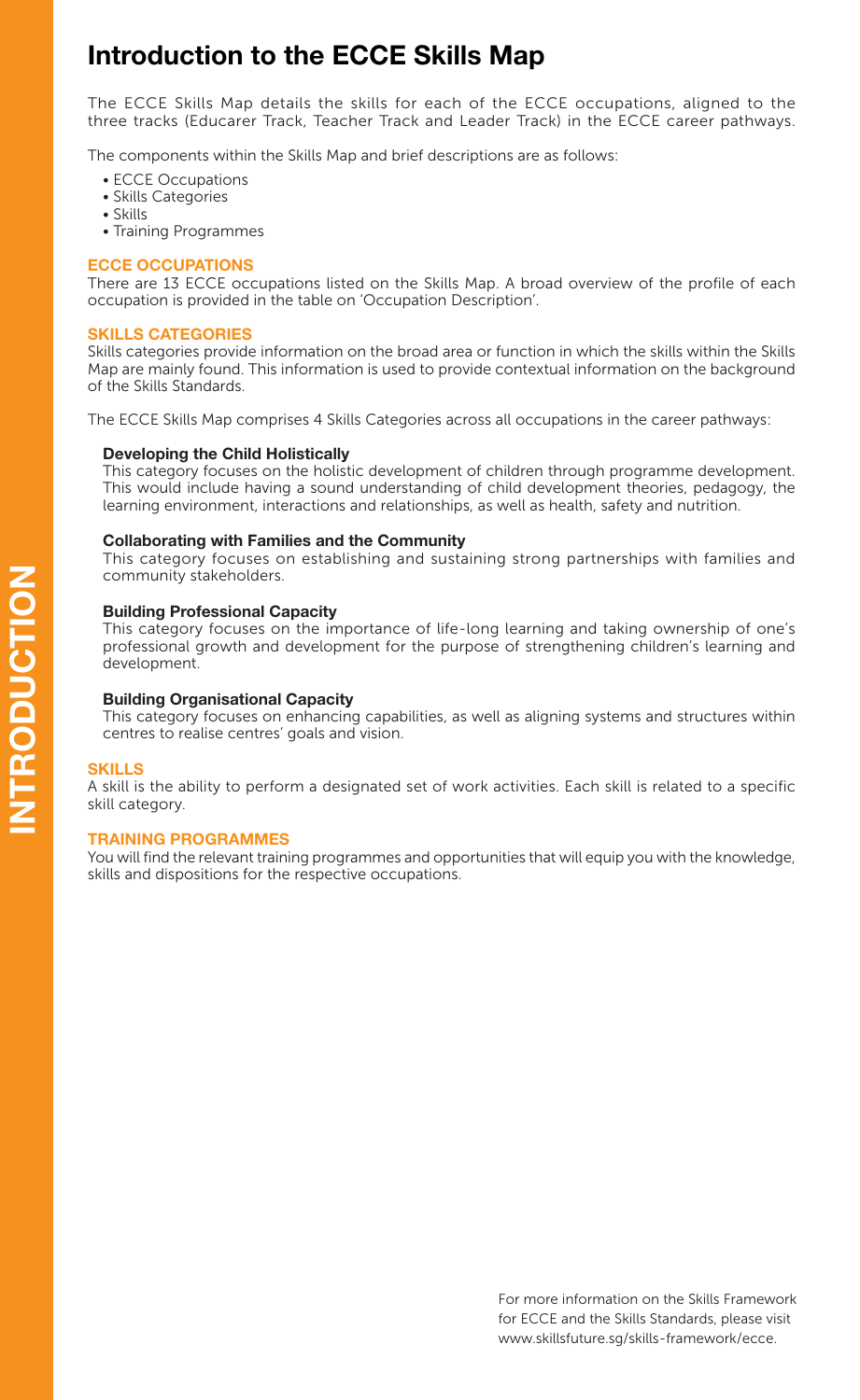# Introduction to the ECCE Skills Map

The ECCE Skills Map details the skills for each of the ECCE occupations, aligned to the three tracks (Educarer Track, Teacher Track and Leader Track) in the ECCE career pathways.

The components within the Skills Map and brief descriptions are as follows:

- ECCE Occupations
- Skills Categories
- Skills
- Training Programmes

## ECCE OCCUPATIONS

There are 13 ECCE occupations listed on the Skills Map. A broad overview of the profile of each occupation is provided in the table on 'Occupation Description'.

## SKILLS CATEGORIES

Skills categories provide information on the broad area or function in which the skills within the Skills Map are mainly found. This information is used to provide contextual information on the background of the Skills Standards.

The ECCE Skills Map comprises 4 Skills Categories across all occupations in the career pathways:

**Developing the Child Holistically**
This category focuses on the holistic development of children through programme development. This would include having a sound understanding of child development theories, pedagogy, the learning environment, interactions and relationships, as well as health, safety and nutrition.

**Collaborating with Families and the Community**
This category focuses on establishing and sustaining strong partnerships with families and community stakeholders.

**Building Professional Capacity**
This category focuses on the importance of life-long learning and taking ownership of one's professional growth and development for the purpose of strengthening children's learning and development.

**Building Organisational Capacity**
This category focuses on enhancing capabilities, as well as aligning systems and structures within centres to realise centres' goals and vision.

## SKILLS

A skill is the ability to perform a designated set of work activities. Each skill is related to a specific skill category.

## TRAINING PROGRAMMES

You will find the relevant training programmes and opportunities that will equip you with the knowledge, skills and dispositions for the respective occupations.

For more information on the Skills Framework for ECCE and the Skills Standards, please visit www.skillsfuture.sg/skills-framework/ecce.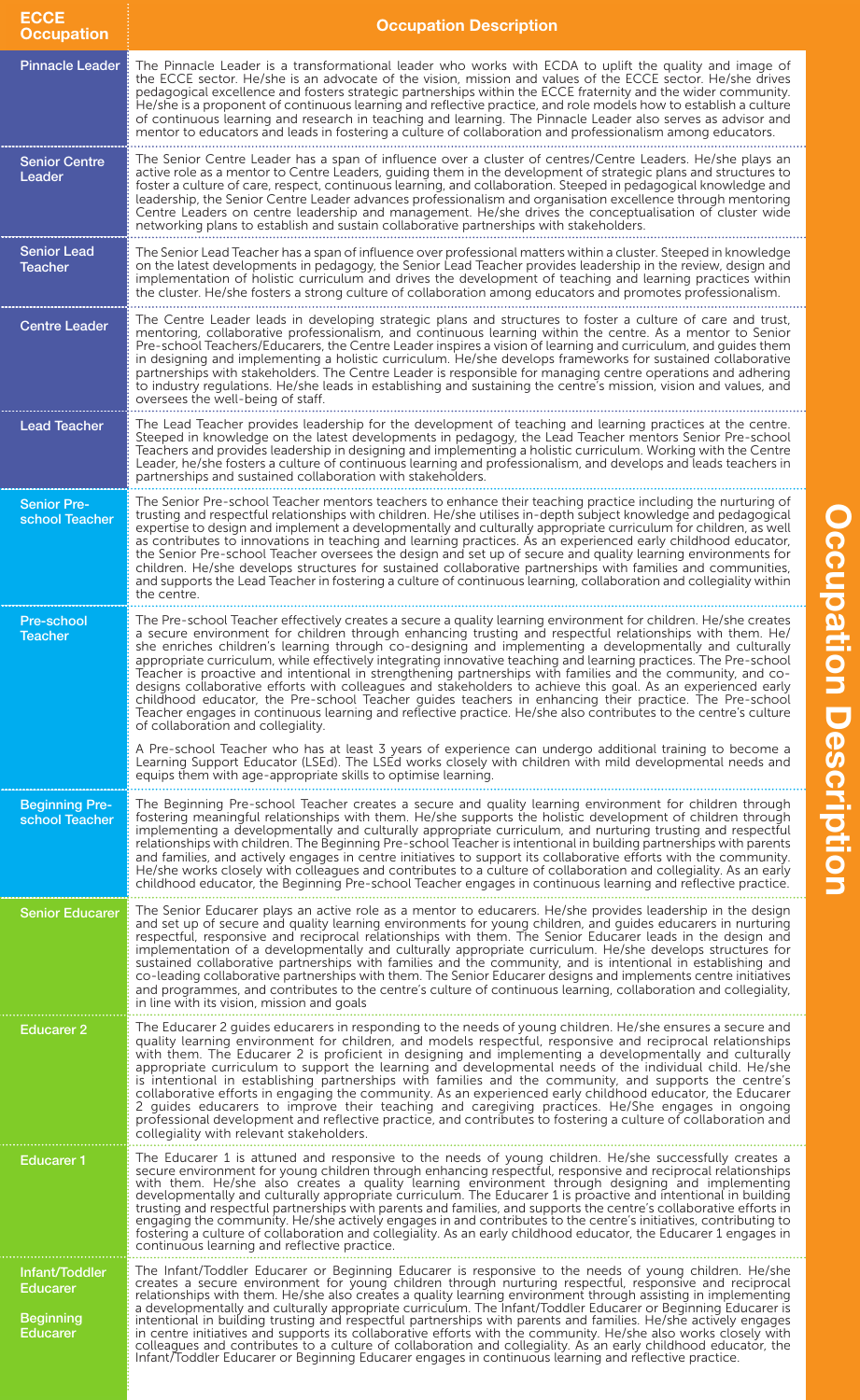## Occupation Description

| ECCE Occupation | Occupation Description |
|---|---|
| Pinnacle Leader | The Pinnacle Leader is a transformational leader who works with ECDA to uplift the quality and image of the ECCE sector. He/she is an advocate of the vision, mission and values of the ECCE sector. He/she drives pedagogical excellence and fosters strategic partnerships within the ECCE fraternity and the wider community. He/she is a proponent of continuous learning and reflective practice, and role models how to establish a culture of continuous learning and research in teaching and learning. The Pinnacle Leader also serves as advisor and mentor to educators and leads in fostering a culture of collaboration and professionalism among educators. |
| Senior Centre Leader | The Senior Centre Leader has a span of influence over a cluster of centres/Centre Leaders. He/she plays an active role as a mentor to Centre Leaders, guiding them in the development of strategic plans and structures to foster a culture of care, respect, continuous learning, and collaboration. Steeped in pedagogical knowledge and leadership, the Senior Centre Leader advances professionalism and organisation excellence through mentoring Centre Leaders on centre leadership and management. He/she drives the conceptualisation of cluster wide networking plans to establish and sustain collaborative partnerships with stakeholders. |
| Senior Lead Teacher | The Senior Lead Teacher has a span of influence over professional matters within a cluster. Steeped in knowledge on the latest developments in pedagogy, the Senior Lead Teacher provides leadership in the review, design and implementation of holistic curriculum and drives the development of teaching and learning practices within the cluster. He/she fosters a strong culture of collaboration among educators and promotes professionalism. |
| Centre Leader | The Centre Leader leads in developing strategic plans and structures to foster a culture of care and trust, mentoring, collaborative professionalism, and continuous learning within the centre. As a mentor to Senior Pre-school Teachers/Educarers, the Centre Leader inspires a vision of learning and curriculum, and guides them in designing and implementing a holistic curriculum. He/she develops frameworks for sustained collaborative partnerships with stakeholders. The Centre Leader is responsible for managing centre operations and adhering to industry regulations. He/she leads in establishing and sustaining the centre's mission, vision and values, and oversees the well-being of staff. |
| Lead Teacher | The Lead Teacher provides leadership for the development of teaching and learning practices at the centre. Steeped in knowledge on the latest developments in pedagogy, the Lead Teacher mentors Senior Pre-school Teachers and provides leadership in designing and implementing a holistic curriculum. Working with the Centre Leader, he/she fosters a culture of continuous learning and professionalism, and develops and leads teachers in partnerships and sustained collaboration with stakeholders. |
| Senior Pre-school Teacher | The Senior Pre-school Teacher mentors teachers to enhance their teaching practice including the nurturing of trusting and respectful relationships with children. He/she utilises in-depth subject knowledge and pedagogical expertise to design and implement a developmentally and culturally appropriate curriculum for children, as well as contributes to innovations in teaching and learning practices. As an experienced early childhood educator, the Senior Pre-school Teacher oversees the design and set up of secure and quality learning environments for children. He/she develops structures for sustained collaborative partnerships with families and communities, and supports the Lead Teacher in fostering a culture of continuous learning, collaboration and collegiality within the centre. |
| Pre-school Teacher | The Pre-school Teacher effectively creates a secure a quality learning environment for children. He/she creates a secure environment for children through enhancing trusting and respectful relationships with them. He/she enriches children's learning through co-designing and implementing a developmentally and culturally appropriate curriculum, while effectively integrating innovative teaching and learning practices. The Pre-school Teacher is proactive and intentional in strengthening partnerships with families and the community, and co-designs collaborative efforts with colleagues and stakeholders to achieve this goal. As an experienced early childhood educator, the Pre-school Teacher guides teachers in enhancing their practice. The Pre-school Teacher engages in continuous learning and reflective practice. He/she also contributes to the centre's culture of collaboration and collegiality.<br><br>A Pre-school Teacher who has at least 3 years of experience can undergo additional training to become a Learning Support Educator (LSEd). The LSEd works closely with children with mild developmental needs and equips them with age-appropriate skills to optimise learning. |
| Beginning Pre-school Teacher | The Beginning Pre-school Teacher creates a secure and quality learning environment for children through fostering meaningful relationships with them. He/she supports the holistic development of children through implementing a developmentally and culturally appropriate curriculum, and nurturing trusting and respectful relationships with children. The Beginning Pre-school Teacher is intentional in building partnerships with parents and families, and actively engages in centre initiatives to support its collaborative efforts with the community. He/she works closely with colleagues and contributes to a culture of collaboration and collegiality. As an early childhood educator, the Beginning Pre-school Teacher engages in continuous learning and reflective practice. |
| Senior Educarer | The Senior Educarer plays an active role as a mentor to educarers. He/she provides leadership in the design and set up of secure and quality learning environments for young children, and guides educarers in nurturing respectful, responsive and reciprocal relationships with them. The Senior Educarer leads in the design and implementation of a developmentally and culturally appropriate curriculum. He/she develops structures for sustained collaborative partnerships with families and the community, and is intentional in establishing and co-leading collaborative partnerships with them. The Senior Educarer designs and implements centre initiatives and programmes, and contributes to the centre's culture of continuous learning, collaboration and collegiality, in line with its vision, mission and goals |
| Educarer 2 | The Educarer 2 guides educarers in responding to the needs of young children. He/she ensures a secure and quality learning environment for children, and models respectful, responsive and reciprocal relationships with them. The Educarer 2 is proficient in designing and implementing a developmentally and culturally appropriate curriculum to support the learning and developmental needs of the individual child. He/she is intentional in establishing partnerships with families and the community, and supports the centre's collaborative efforts in engaging the community. As an experienced early childhood educator, the Educarer 2 guides educarers to improve their teaching and caregiving practices. He/She engages in ongoing professional development and reflective practice, and contributes to fostering a culture of collaboration and collegiality with relevant stakeholders. |
| Educarer 1 | The Educarer 1 is attuned and responsive to the needs of young children. He/she successfully creates a secure environment for young children through enhancing respectful, responsive and reciprocal relationships with them. He/she also creates a quality learning environment through designing and implementing developmentally and culturally appropriate curriculum. The Educarer 1 is proactive and intentional in building trusting and respectful partnerships with parents and families, and supports the centre's collaborative efforts in engaging the community. He/she actively engages in and contributes to the centre's initiatives, contributing to fostering a culture of collaboration and collegiality. As an early childhood educator, the Educarer 1 engages in continuous learning and reflective practice. |
| Infant/Toddler Educarer<br><br>Beginning Educarer | The Infant/Toddler Educarer or Beginning Educarer is responsive to the needs of young children. He/she creates a secure environment for young children through nurturing respectful, responsive and reciprocal relationships with them. He/she also creates a quality learning environment through assisting in implementing a developmentally and culturally appropriate curriculum. The Infant/Toddler Educarer or Beginning Educarer is intentional in building trusting and respectful partnerships with parents and families. He/she actively engages in centre initiatives and supports its collaborative efforts with the community. He/she also works closely with colleagues and contributes to a culture of collaboration and collegiality. As an early childhood educator, the Infant/Toddler Educarer or Beginning Educarer engages in continuous learning and reflective practice. |